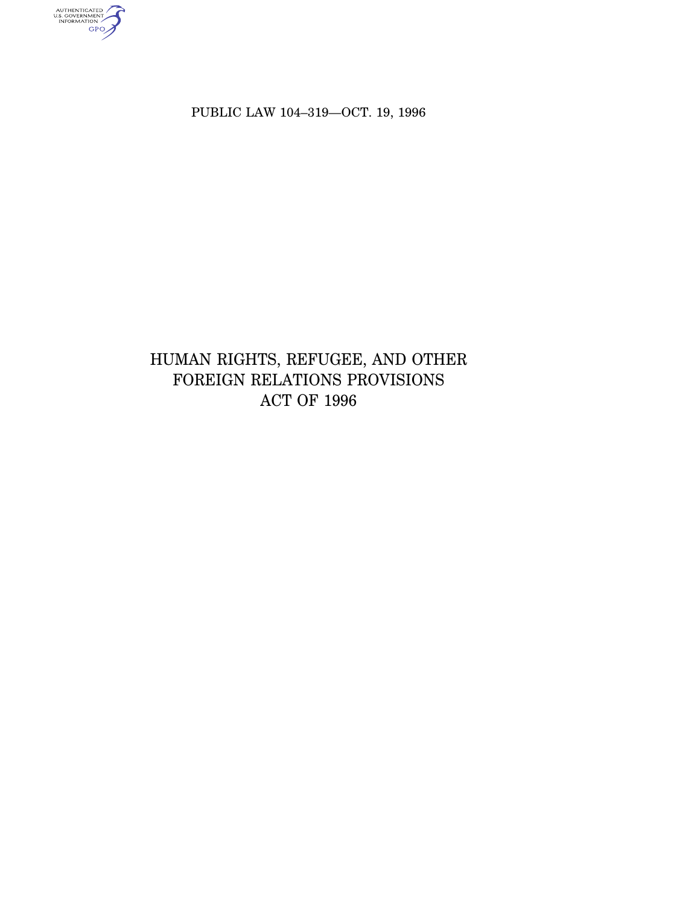PUBLIC LAW 104–319—OCT. 19, 1996

# HUMAN RIGHTS, REFUGEE, AND OTHER FOREIGN RELATIONS PROVISIONS ACT OF 1996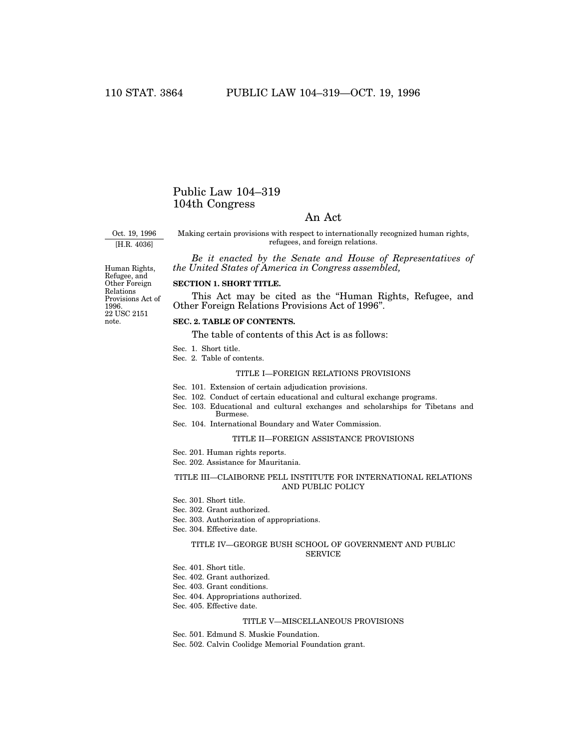# Public Law 104–319
# 104th Congress

## An Act

Oct. 19, 1996
[H.R. 4036]

Making certain provisions with respect to internationally recognized human rights, refugees, and foreign relations.

*Be it enacted by the Senate and House of Representatives of the United States of America in Congress assembled,*

Human Rights, Refugee, and Other Foreign Relations Provisions Act of 1996.
22 USC 2151 note.

**SECTION 1. SHORT TITLE.**

This Act may be cited as the "Human Rights, Refugee, and Other Foreign Relations Provisions Act of 1996".

**SEC. 2. TABLE OF CONTENTS.**

The table of contents of this Act is as follows:

Sec. 1. Short title.
Sec. 2. Table of contents.

TITLE I—FOREIGN RELATIONS PROVISIONS

Sec. 101. Extension of certain adjudication provisions.
Sec. 102. Conduct of certain educational and cultural exchange programs.
Sec. 103. Educational and cultural exchanges and scholarships for Tibetans and Burmese.
Sec. 104. International Boundary and Water Commission.

TITLE II—FOREIGN ASSISTANCE PROVISIONS

Sec. 201. Human rights reports.
Sec. 202. Assistance for Mauritania.

TITLE III—CLAIBORNE PELL INSTITUTE FOR INTERNATIONAL RELATIONS AND PUBLIC POLICY

Sec. 301. Short title.
Sec. 302. Grant authorized.
Sec. 303. Authorization of appropriations.
Sec. 304. Effective date.

TITLE IV—GEORGE BUSH SCHOOL OF GOVERNMENT AND PUBLIC SERVICE

Sec. 401. Short title.
Sec. 402. Grant authorized.
Sec. 403. Grant conditions.
Sec. 404. Appropriations authorized.
Sec. 405. Effective date.

TITLE V—MISCELLANEOUS PROVISIONS

Sec. 501. Edmund S. Muskie Foundation.
Sec. 502. Calvin Coolidge Memorial Foundation grant.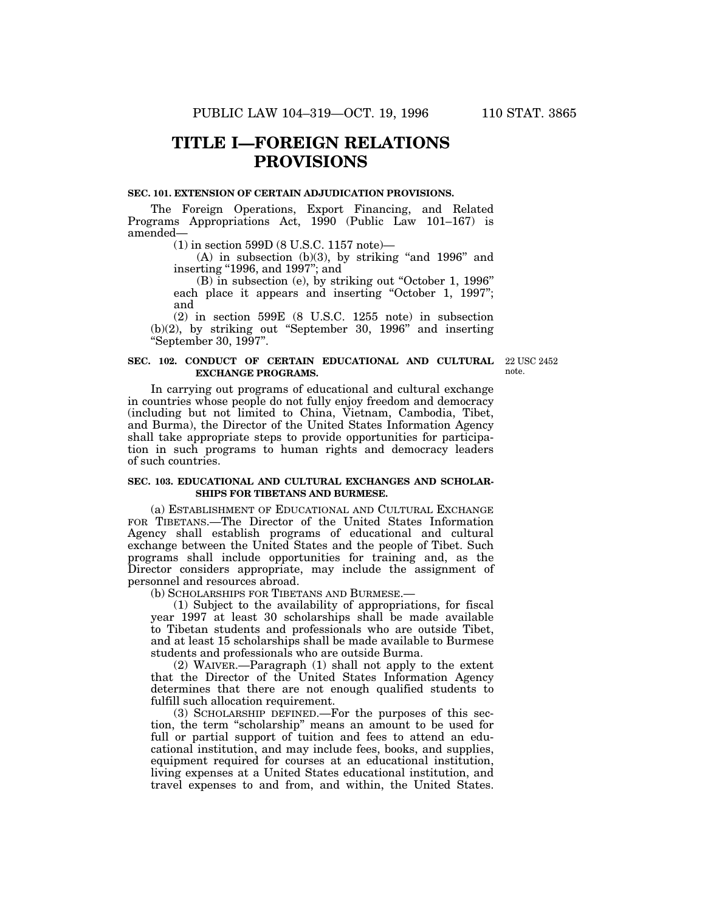# TITLE I—FOREIGN RELATIONS PROVISIONS

**SEC. 101. EXTENSION OF CERTAIN ADJUDICATION PROVISIONS.**

The Foreign Operations, Export Financing, and Related Programs Appropriations Act, 1990 (Public Law 101–167) is amended—

(1) in section 599D (8 U.S.C. 1157 note)—

(A) in subsection (b)(3), by striking "and 1996" and inserting "1996, and 1997"; and

(B) in subsection (e), by striking out "October 1, 1996" each place it appears and inserting "October 1, 1997"; and

(2) in section 599E (8 U.S.C. 1255 note) in subsection (b)(2), by striking out "September 30, 1996" and inserting "September 30, 1997".

**SEC. 102. CONDUCT OF CERTAIN EDUCATIONAL AND CULTURAL EXCHANGE PROGRAMS.**

22 USC 2452 note.

In carrying out programs of educational and cultural exchange in countries whose people do not fully enjoy freedom and democracy (including but not limited to China, Vietnam, Cambodia, Tibet, and Burma), the Director of the United States Information Agency shall take appropriate steps to provide opportunities for participation in such programs to human rights and democracy leaders of such countries.

**SEC. 103. EDUCATIONAL AND CULTURAL EXCHANGES AND SCHOLARSHIPS FOR TIBETANS AND BURMESE.**

(a) ESTABLISHMENT OF EDUCATIONAL AND CULTURAL EXCHANGE FOR TIBETANS.—The Director of the United States Information Agency shall establish programs of educational and cultural exchange between the United States and the people of Tibet. Such programs shall include opportunities for training and, as the Director considers appropriate, may include the assignment of personnel and resources abroad.

(b) SCHOLARSHIPS FOR TIBETANS AND BURMESE.—

(1) Subject to the availability of appropriations, for fiscal year 1997 at least 30 scholarships shall be made available to Tibetan students and professionals who are outside Tibet, and at least 15 scholarships shall be made available to Burmese students and professionals who are outside Burma.

(2) WAIVER.—Paragraph (1) shall not apply to the extent that the Director of the United States Information Agency determines that there are not enough qualified students to fulfill such allocation requirement.

(3) SCHOLARSHIP DEFINED.—For the purposes of this section, the term "scholarship" means an amount to be used for full or partial support of tuition and fees to attend an educational institution, and may include fees, books, and supplies, equipment required for courses at an educational institution, living expenses at a United States educational institution, and travel expenses to and from, and within, the United States.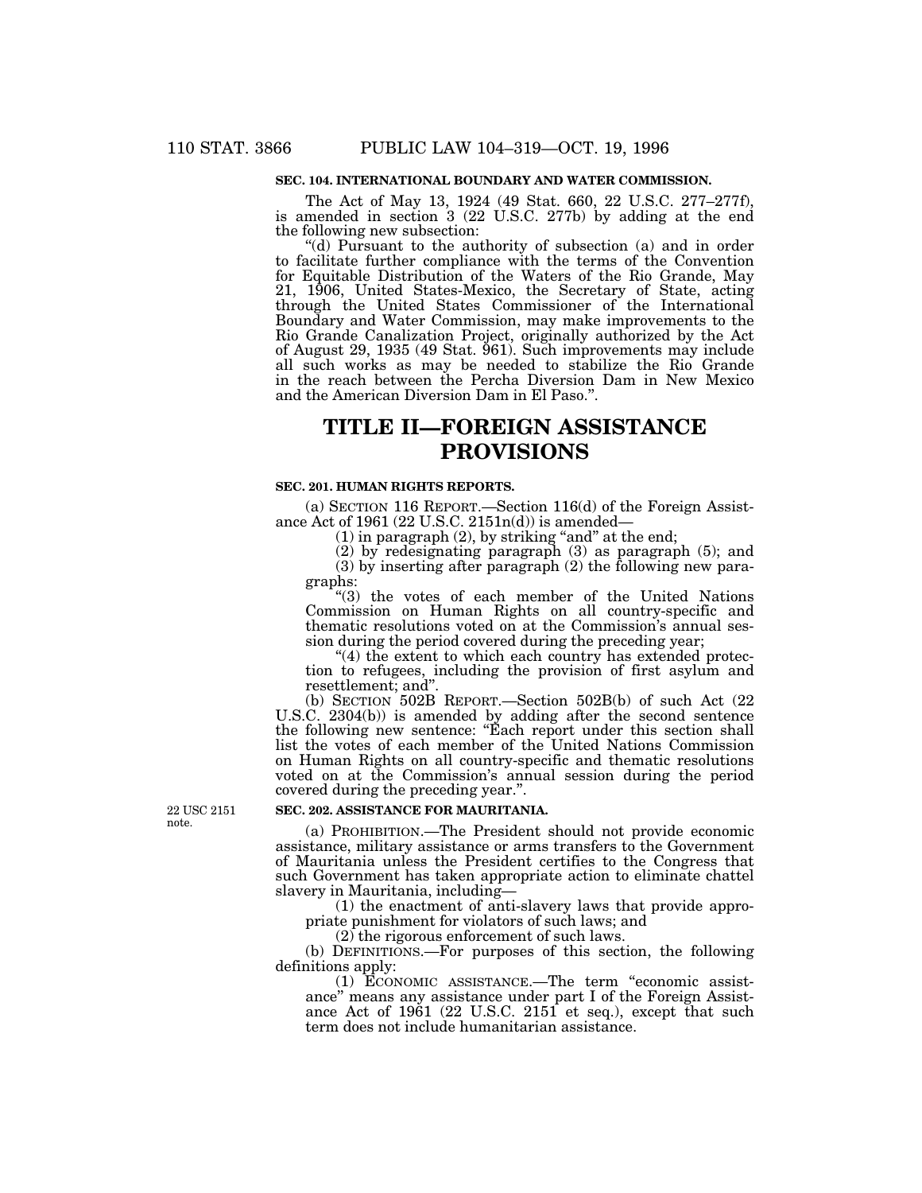### SEC. 104. INTERNATIONAL BOUNDARY AND WATER COMMISSION.

The Act of May 13, 1924 (49 Stat. 660, 22 U.S.C. 277–277f), is amended in section 3 (22 U.S.C. 277b) by adding at the end the following new subsection:

"(d) Pursuant to the authority of subsection (a) and in order to facilitate further compliance with the terms of the Convention for Equitable Distribution of the Waters of the Rio Grande, May 21, 1906, United States-Mexico, the Secretary of State, acting through the United States Commissioner of the International Boundary and Water Commission, may make improvements to the Rio Grande Canalization Project, originally authorized by the Act of August 29, 1935 (49 Stat. 961). Such improvements may include all such works as may be needed to stabilize the Rio Grande in the reach between the Percha Diversion Dam in New Mexico and the American Diversion Dam in El Paso.".

# TITLE II—FOREIGN ASSISTANCE PROVISIONS

### SEC. 201. HUMAN RIGHTS REPORTS.

(a) SECTION 116 REPORT.—Section 116(d) of the Foreign Assistance Act of 1961 (22 U.S.C. 2151n(d)) is amended—

(1) in paragraph (2), by striking "and" at the end;

(2) by redesignating paragraph (3) as paragraph (5); and

(3) by inserting after paragraph (2) the following new paragraphs:

"(3) the votes of each member of the United Nations Commission on Human Rights on all country-specific and thematic resolutions voted on at the Commission's annual session during the period covered during the preceding year;

"(4) the extent to which each country has extended protection to refugees, including the provision of first asylum and resettlement; and".

(b) SECTION 502B REPORT.—Section 502B(b) of such Act (22 U.S.C. 2304(b)) is amended by adding after the second sentence the following new sentence: "Each report under this section shall list the votes of each member of the United Nations Commission on Human Rights on all country-specific and thematic resolutions voted on at the Commission's annual session during the period covered during the preceding year.".

22 USC 2151 note.

### SEC. 202. ASSISTANCE FOR MAURITANIA.

(a) PROHIBITION.—The President should not provide economic assistance, military assistance or arms transfers to the Government of Mauritania unless the President certifies to the Congress that such Government has taken appropriate action to eliminate chattel slavery in Mauritania, including—

(1) the enactment of anti-slavery laws that provide appropriate punishment for violators of such laws; and

(2) the rigorous enforcement of such laws.

(b) DEFINITIONS.—For purposes of this section, the following definitions apply:

(1) ECONOMIC ASSISTANCE.—The term "economic assistance" means any assistance under part I of the Foreign Assistance Act of 1961 (22 U.S.C. 2151 et seq.), except that such term does not include humanitarian assistance.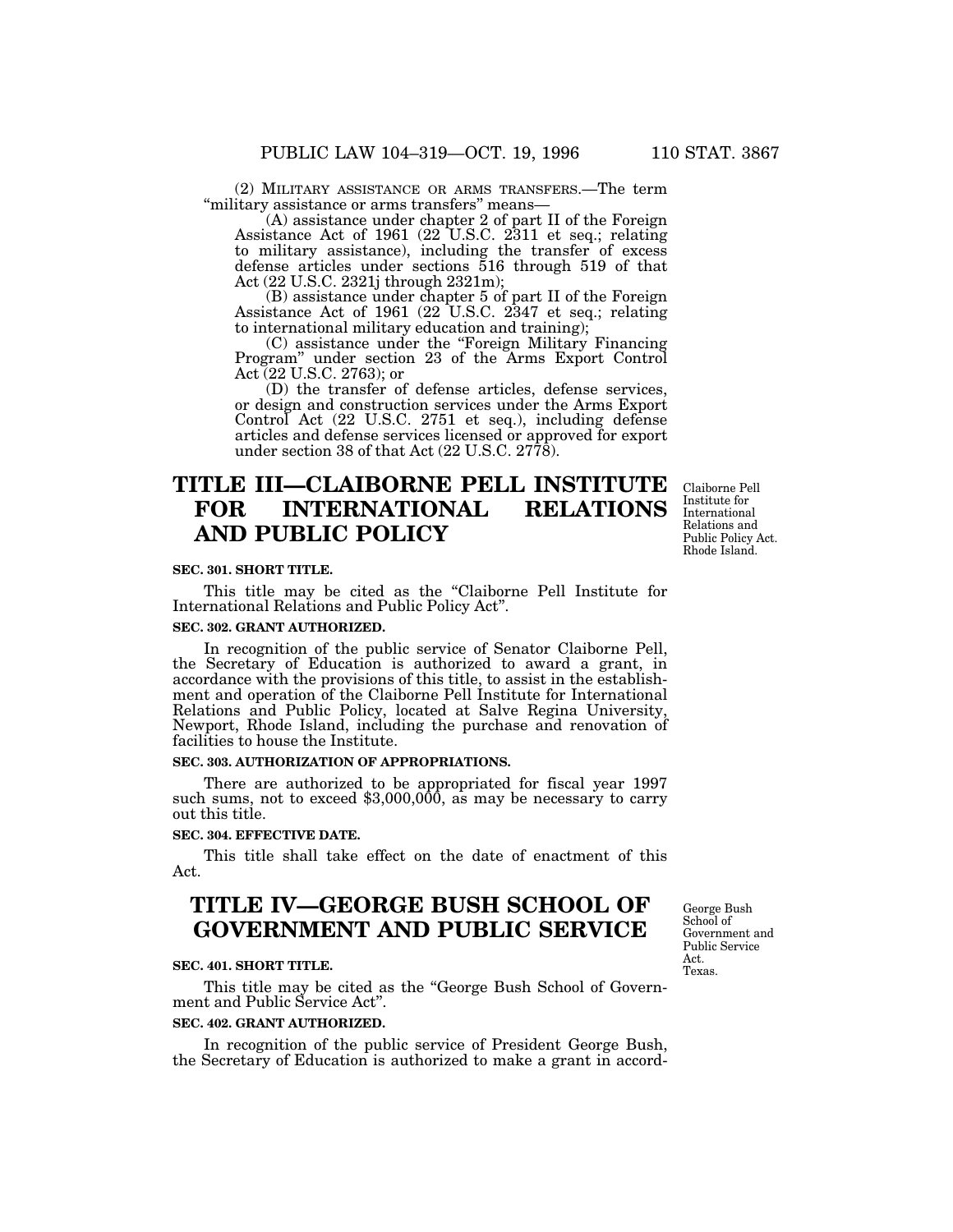(2) MILITARY ASSISTANCE OR ARMS TRANSFERS.—The term "military assistance or arms transfers" means—

(A) assistance under chapter 2 of part II of the Foreign Assistance Act of 1961 (22 U.S.C. 2311 et seq.; relating to military assistance), including the transfer of excess defense articles under sections 516 through 519 of that Act (22 U.S.C. 2321j through 2321m);

(B) assistance under chapter 5 of part II of the Foreign Assistance Act of 1961 (22 U.S.C. 2347 et seq.; relating to international military education and training);

(C) assistance under the "Foreign Military Financing Program" under section 23 of the Arms Export Control Act (22 U.S.C. 2763); or

(D) the transfer of defense articles, defense services, or design and construction services under the Arms Export Control Act (22 U.S.C. 2751 et seq.), including defense articles and defense services licensed or approved for export under section 38 of that Act (22 U.S.C. 2778).

# TITLE III—CLAIBORNE PELL INSTITUTE FOR INTERNATIONAL RELATIONS AND PUBLIC POLICY

Claiborne Pell Institute for International Relations and Public Policy Act. Rhode Island.

**SEC. 301. SHORT TITLE.**

This title may be cited as the "Claiborne Pell Institute for International Relations and Public Policy Act".

**SEC. 302. GRANT AUTHORIZED.**

In recognition of the public service of Senator Claiborne Pell, the Secretary of Education is authorized to award a grant, in accordance with the provisions of this title, to assist in the establishment and operation of the Claiborne Pell Institute for International Relations and Public Policy, located at Salve Regina University, Newport, Rhode Island, including the purchase and renovation of facilities to house the Institute.

**SEC. 303. AUTHORIZATION OF APPROPRIATIONS.**

There are authorized to be appropriated for fiscal year 1997 such sums, not to exceed $3,000,000, as may be necessary to carry out this title.

**SEC. 304. EFFECTIVE DATE.**

This title shall take effect on the date of enactment of this Act.

# TITLE IV—GEORGE BUSH SCHOOL OF GOVERNMENT AND PUBLIC SERVICE

George Bush School of Government and Public Service Act. Texas.

**SEC. 401. SHORT TITLE.**

This title may be cited as the "George Bush School of Government and Public Service Act".

**SEC. 402. GRANT AUTHORIZED.**

In recognition of the public service of President George Bush, the Secretary of Education is authorized to make a grant in accord-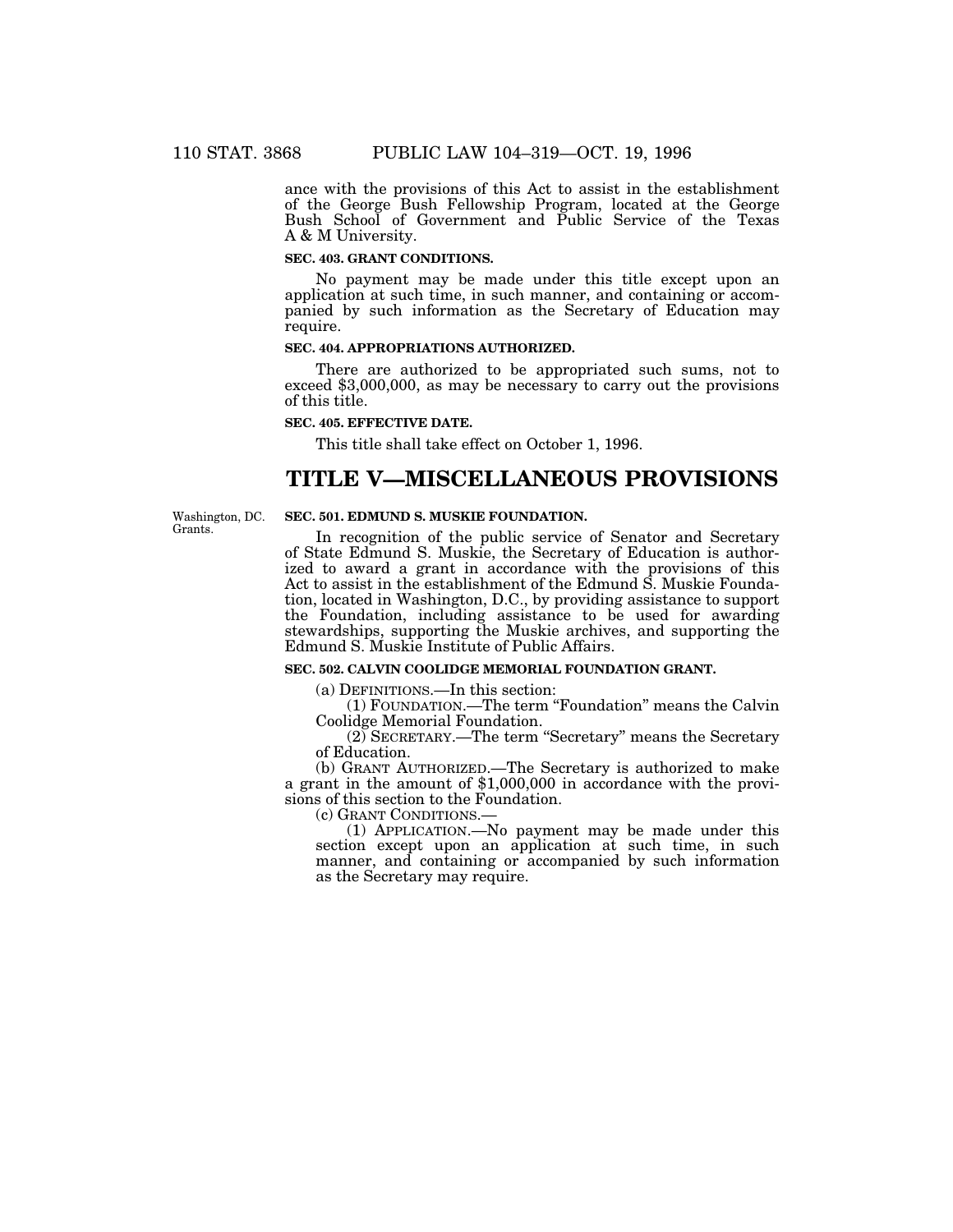ance with the provisions of this Act to assist in the establishment of the George Bush Fellowship Program, located at the George Bush School of Government and Public Service of the Texas A & M University.

**SEC. 403. GRANT CONDITIONS.**

No payment may be made under this title except upon an application at such time, in such manner, and containing or accompanied by such information as the Secretary of Education may require.

**SEC. 404. APPROPRIATIONS AUTHORIZED.**

There are authorized to be appropriated such sums, not to exceed $3,000,000, as may be necessary to carry out the provisions of this title.

**SEC. 405. EFFECTIVE DATE.**

This title shall take effect on October 1, 1996.

# TITLE V—MISCELLANEOUS PROVISIONS

Washington, DC. Grants.

**SEC. 501. EDMUND S. MUSKIE FOUNDATION.**

In recognition of the public service of Senator and Secretary of State Edmund S. Muskie, the Secretary of Education is authorized to award a grant in accordance with the provisions of this Act to assist in the establishment of the Edmund S. Muskie Foundation, located in Washington, D.C., by providing assistance to support the Foundation, including assistance to be used for awarding stewardships, supporting the Muskie archives, and supporting the Edmund S. Muskie Institute of Public Affairs.

**SEC. 502. CALVIN COOLIDGE MEMORIAL FOUNDATION GRANT.**

(a) DEFINITIONS.—In this section:

(1) FOUNDATION.—The term "Foundation" means the Calvin Coolidge Memorial Foundation.

(2) SECRETARY.—The term "Secretary" means the Secretary of Education.

(b) GRANT AUTHORIZED.—The Secretary is authorized to make a grant in the amount of $1,000,000 in accordance with the provisions of this section to the Foundation.

(c) GRANT CONDITIONS.—

(1) APPLICATION.—No payment may be made under this section except upon an application at such time, in such manner, and containing or accompanied by such information as the Secretary may require.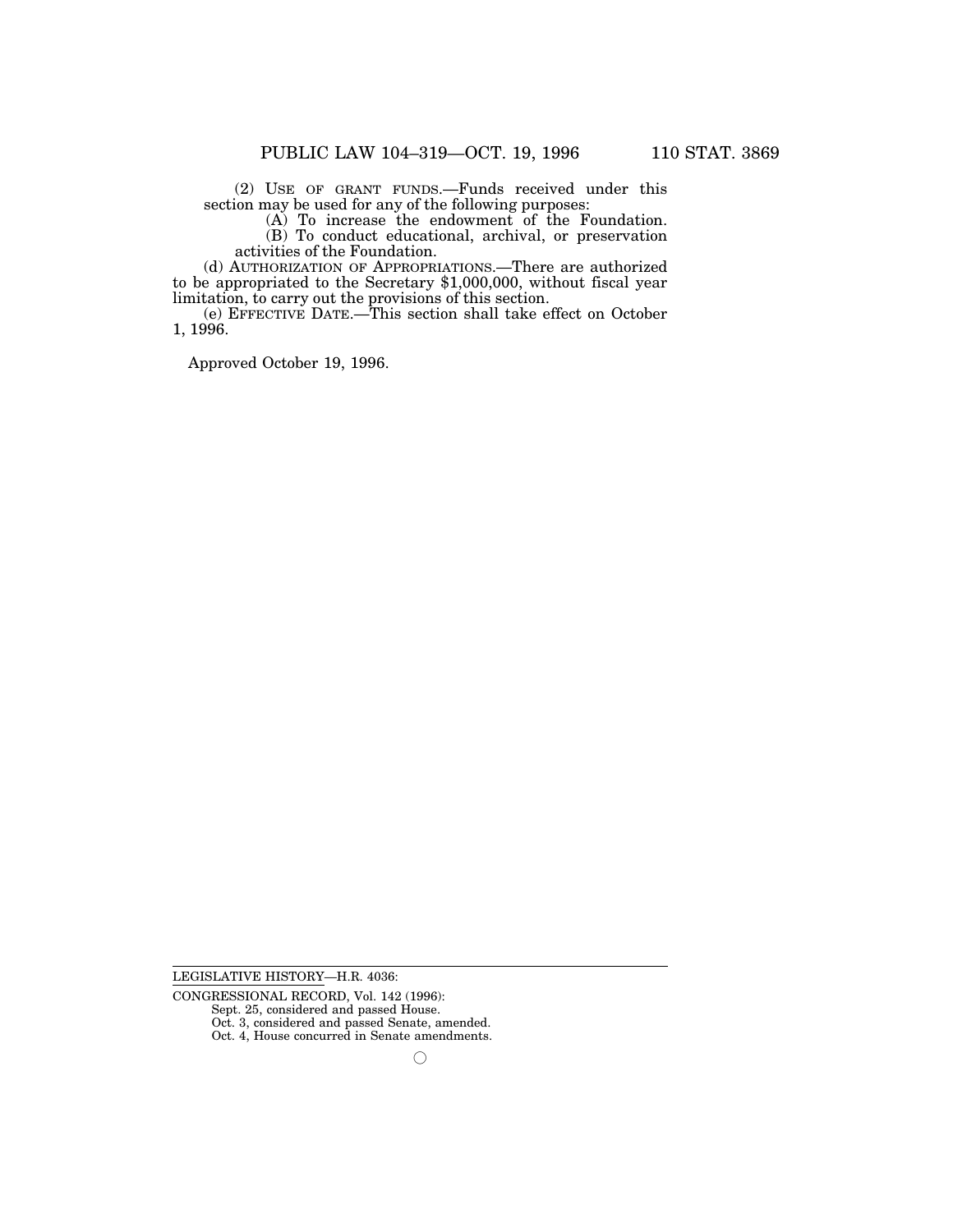(2) USE OF GRANT FUNDS.—Funds received under this section may be used for any of the following purposes:

(A) To increase the endowment of the Foundation.

(B) To conduct educational, archival, or preservation activities of the Foundation.

(d) AUTHORIZATION OF APPROPRIATIONS.—There are authorized to be appropriated to the Secretary $1,000,000, without fiscal year limitation, to carry out the provisions of this section.

(e) EFFECTIVE DATE.—This section shall take effect on October 1, 1996.

Approved October 19, 1996.

---

LEGISLATIVE HISTORY—H.R. 4036:

CONGRESSIONAL RECORD, Vol. 142 (1996):

- Sept. 25, considered and passed House.
- Oct. 3, considered and passed Senate, amended.
- Oct. 4, House concurred in Senate amendments.